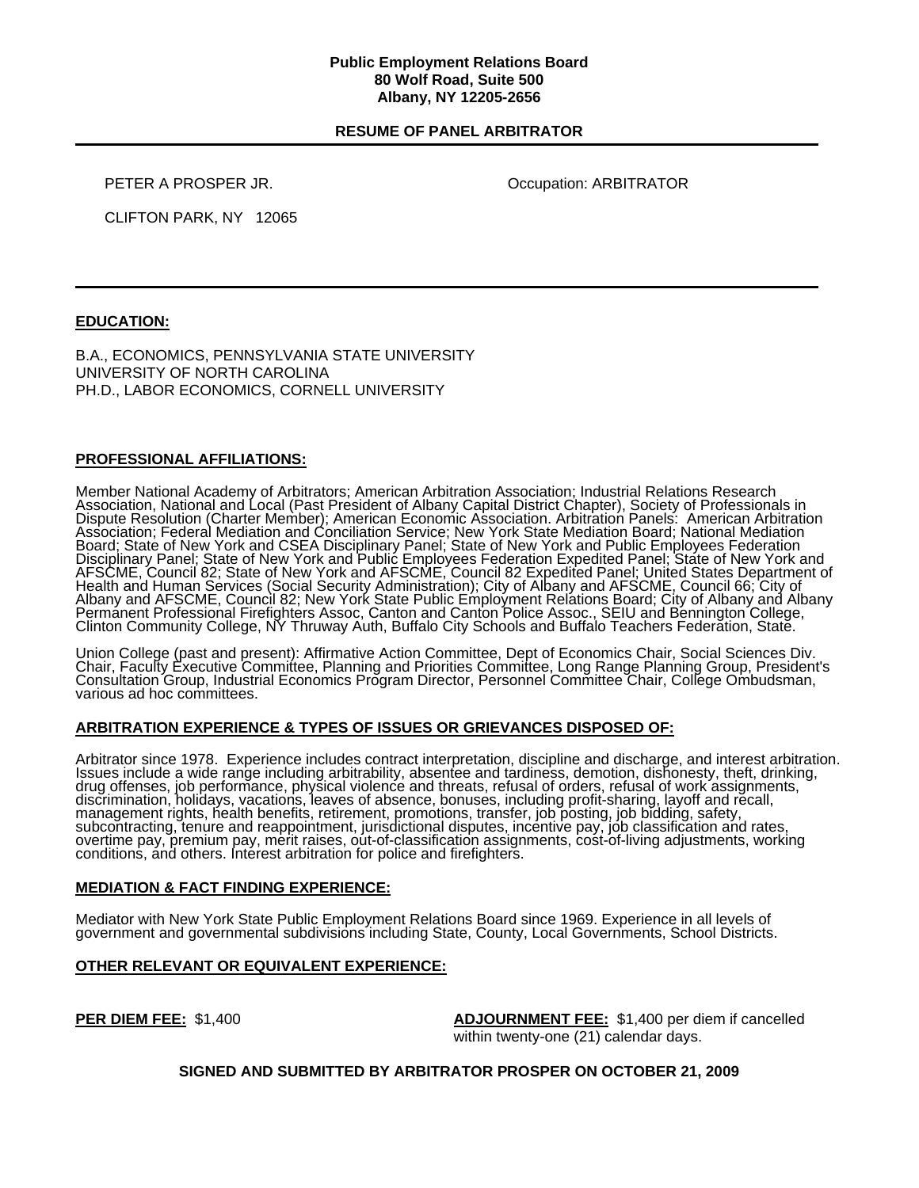**Public Employment Relations Board**
**80 Wolf Road, Suite 500**
**Albany, NY 12205-2656**

**RESUME OF PANEL ARBITRATOR**

---

PETER A PROSPER JR.

Occupation: ARBITRATOR

CLIFTON PARK, NY 12065

---

## EDUCATION:

B.A., ECONOMICS, PENNSYLVANIA STATE UNIVERSITY
UNIVERSITY OF NORTH CAROLINA
PH.D., LABOR ECONOMICS, CORNELL UNIVERSITY

## PROFESSIONAL AFFILIATIONS:

Member National Academy of Arbitrators; American Arbitration Association; Industrial Relations Research Association, National and Local (Past President of Albany Capital District Chapter), Society of Professionals in Dispute Resolution (Charter Member); American Economic Association. Arbitration Panels: American Arbitration Association; Federal Mediation and Conciliation Service; New York State Mediation Board; National Mediation Board; State of New York and CSEA Disciplinary Panel; State of New York and Public Employees Federation Disciplinary Panel; State of New York and Public Employees Federation Expedited Panel; State of New York and AFSCME, Council 82; State of New York and AFSCME, Council 82 Expedited Panel; United States Department of Health and Human Services (Social Security Administration); City of Albany and AFSCME, Council 66; City of Albany and AFSCME, Council 82; New York State Public Employment Relations Board; City of Albany and Albany Permanent Professional Firefighters Assoc, Canton and Canton Police Assoc., SEIU and Bennington College, Clinton Community College, NY Thruway Auth, Buffalo City Schools and Buffalo Teachers Federation, State.

Union College (past and present): Affirmative Action Committee, Dept of Economics Chair, Social Sciences Div. Chair, Faculty Executive Committee, Planning and Priorities Committee, Long Range Planning Group, President's Consultation Group, Industrial Economics Program Director, Personnel Committee Chair, College Ombudsman, various ad hoc committees.

## ARBITRATION EXPERIENCE & TYPES OF ISSUES OR GRIEVANCES DISPOSED OF:

Arbitrator since 1978. Experience includes contract interpretation, discipline and discharge, and interest arbitration. Issues include a wide range including arbitrability, absentee and tardiness, demotion, dishonesty, theft, drinking, drug offenses, job performance, physical violence and threats, refusal of orders, refusal of work assignments, discrimination, holidays, vacations, leaves of absence, bonuses, including profit-sharing, layoff and recall, management rights, health benefits, retirement, promotions, transfer, job posting, job bidding, safety, subcontracting, tenure and reappointment, jurisdictional disputes, incentive pay, job classification and rates, overtime pay, premium pay, merit raises, out-of-classification assignments, cost-of-living adjustments, working conditions, and others. Interest arbitration for police and firefighters.

## MEDIATION & FACT FINDING EXPERIENCE:

Mediator with New York State Public Employment Relations Board since 1969. Experience in all levels of government and governmental subdivisions including State, County, Local Governments, School Districts.

## OTHER RELEVANT OR EQUIVALENT EXPERIENCE:

**PER DIEM FEE:** $1,400

**ADJOURNMENT FEE:** $1,400 per diem if cancelled within twenty-one (21) calendar days.

**SIGNED AND SUBMITTED BY ARBITRATOR PROSPER ON OCTOBER 21, 2009**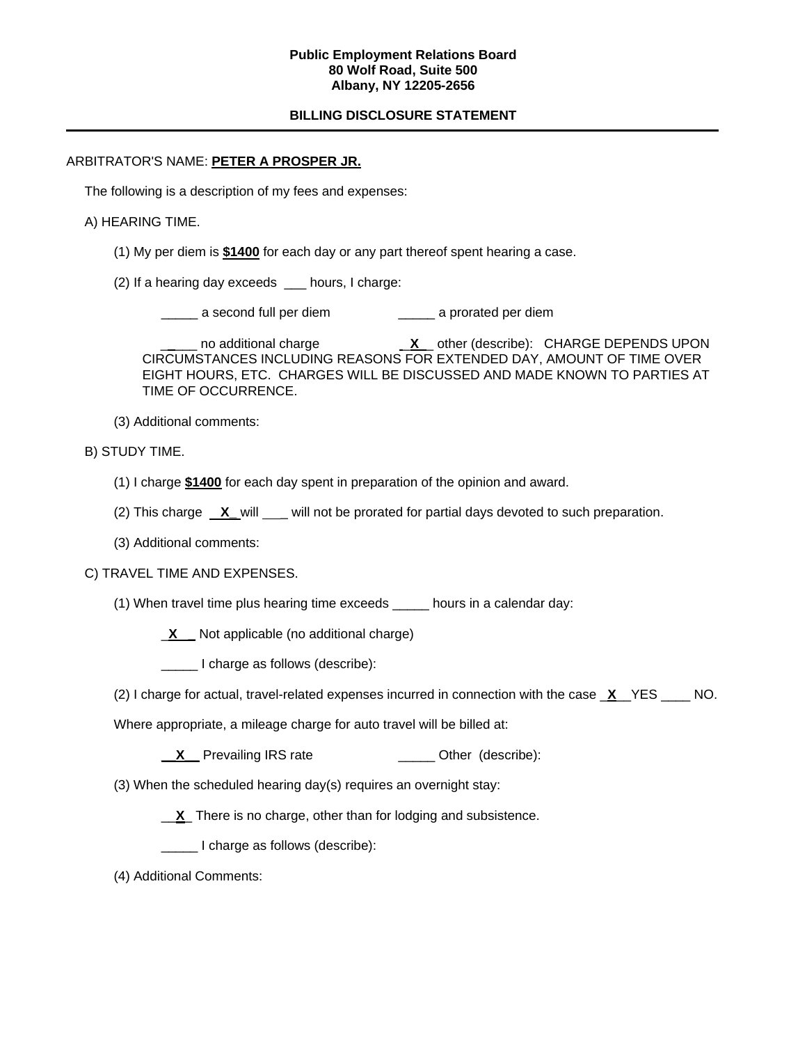**Public Employment Relations Board**
**80 Wolf Road, Suite 500**
**Albany, NY 12205-2656**

**BILLING DISCLOSURE STATEMENT**

---

ARBITRATOR'S NAME: **PETER A PROSPER JR.**

The following is a description of my fees and expenses:

A) HEARING TIME.

(1) My per diem is **$1400** for each day or any part thereof spent hearing a case.

(2) If a hearing day exceeds ___ hours, I charge:

_____ a second full per diem _____ a prorated per diem

_____ no additional charge __X__ other (describe): CHARGE DEPENDS UPON CIRCUMSTANCES INCLUDING REASONS FOR EXTENDED DAY, AMOUNT OF TIME OVER EIGHT HOURS, ETC. CHARGES WILL BE DISCUSSED AND MADE KNOWN TO PARTIES AT TIME OF OCCURRENCE.

(3) Additional comments:

B) STUDY TIME.

(1) I charge **$1400** for each day spent in preparation of the opinion and award.

(2) This charge __X__ will ___ will not be prorated for partial days devoted to such preparation.

(3) Additional comments:

C) TRAVEL TIME AND EXPENSES.

(1) When travel time plus hearing time exceeds _____ hours in a calendar day:

__X__ Not applicable (no additional charge)

_____ I charge as follows (describe):

(2) I charge for actual, travel-related expenses incurred in connection with the case __X__ YES ____ NO.

Where appropriate, a mileage charge for auto travel will be billed at:

__X__ Prevailing IRS rate _____ Other (describe):

(3) When the scheduled hearing day(s) requires an overnight stay:

__X__ There is no charge, other than for lodging and subsistence.

_____ I charge as follows (describe):

(4) Additional Comments: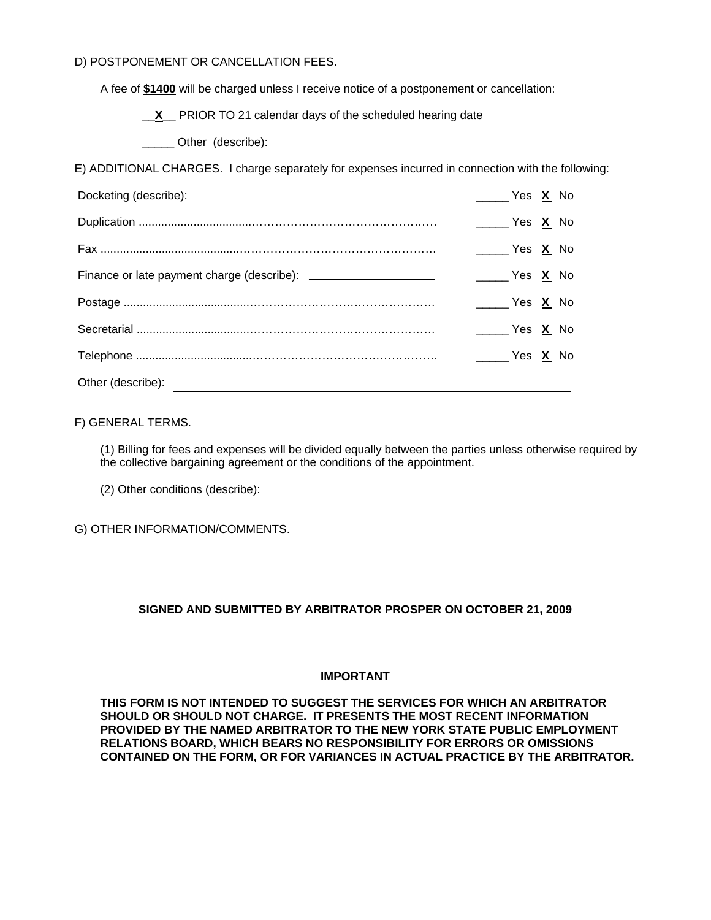D) POSTPONEMENT OR CANCELLATION FEES.

A fee of **$1400** will be charged unless I receive notice of a postponement or cancellation:

__X__ PRIOR TO 21 calendar days of the scheduled hearing date

_____ Other (describe):

E) ADDITIONAL CHARGES. I charge separately for expenses incurred in connection with the following:

| | |
|---|---|
| Docketing (describe): ______________________________ | _____ Yes X No |
| Duplication ................................................................ | _____ Yes X No |
| Fax ........................................................................ | _____ Yes X No |
| Finance or late payment charge (describe): ________________ | _____ Yes X No |
| Postage .................................................................... | _____ Yes X No |
| Secretarial ................................................................ | _____ Yes X No |
| Telephone ................................................................. | _____ Yes X No |
| Other (describe): ______________________________________________ | |

F) GENERAL TERMS.

(1) Billing for fees and expenses will be divided equally between the parties unless otherwise required by the collective bargaining agreement or the conditions of the appointment.

(2) Other conditions (describe):

G) OTHER INFORMATION/COMMENTS.

**SIGNED AND SUBMITTED BY ARBITRATOR PROSPER ON OCTOBER 21, 2009**

**IMPORTANT**

**THIS FORM IS NOT INTENDED TO SUGGEST THE SERVICES FOR WHICH AN ARBITRATOR SHOULD OR SHOULD NOT CHARGE. IT PRESENTS THE MOST RECENT INFORMATION PROVIDED BY THE NAMED ARBITRATOR TO THE NEW YORK STATE PUBLIC EMPLOYMENT RELATIONS BOARD, WHICH BEARS NO RESPONSIBILITY FOR ERRORS OR OMISSIONS CONTAINED ON THE FORM, OR FOR VARIANCES IN ACTUAL PRACTICE BY THE ARBITRATOR.**